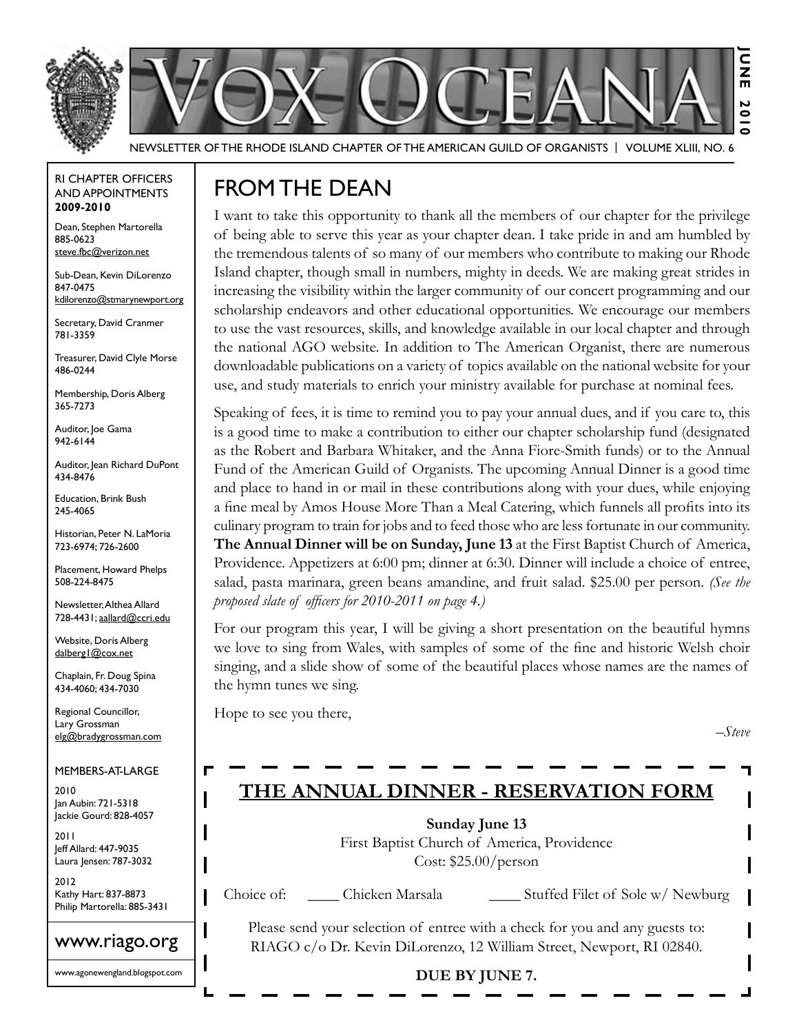# VOX OCEANA

NEWSLETTER OF THE RHODE ISLAND CHAPTER OF THE AMERICAN GUILD OF ORGANISTS | VOLUME XLIII, NO. 6

JUNE 2010

RI CHAPTER OFFICERS AND APPOINTMENTS
**2009-2010**

Dean, Stephen Martorella
885-0623
steve.fbc@verizon.net

Sub-Dean, Kevin DiLorenzo
847-0475
kdilorenzo@stmarynewport.org

Secretary, David Cranmer
781-3359

Treasurer, David Clyle Morse
486-0244

Membership, Doris Alberg
365-7273

Auditor, Joe Gama
942-6144

Auditor, Jean Richard DuPont
434-8476

Education, Brink Bush
245-4065

Historian, Peter N. LaMoria
723-6974; 726-2600

Placement, Howard Phelps
508-224-8475

Newsletter, Althea Allard
728-4431; aallard@ccri.edu

Website, Doris Alberg
dalberg1@cox.net

Chaplain, Fr. Doug Spina
434-4060; 434-7030

Regional Councillor,
Lary Grossman
elg@bradygrossman.com

MEMBERS-AT-LARGE

2010
Jan Aubin: 721-5318
Jackie Gourd: 828-4057

2011
Jeff Allard: 447-9035
Laura Jensen: 787-3032

2012
Kathy Hart: 837-8873
Philip Martorella: 885-3431

www.riago.org

www.agonewengland.blogspot.com

## FROM THE DEAN

I want to take this opportunity to thank all the members of our chapter for the privilege of being able to serve this year as your chapter dean. I take pride in and am humbled by the tremendous talents of so many of our members who contribute to making our Rhode Island chapter, though small in numbers, mighty in deeds. We are making great strides in increasing the visibility within the larger community of our concert programming and our scholarship endeavors and other educational opportunities. We encourage our members to use the vast resources, skills, and knowledge available in our local chapter and through the national AGO website. In addition to The American Organist, there are numerous downloadable publications on a variety of topics available on the national website for your use, and study materials to enrich your ministry available for purchase at nominal fees.

Speaking of fees, it is time to remind you to pay your annual dues, and if you care to, this is a good time to make a contribution to either our chapter scholarship fund (designated as the Robert and Barbara Whitaker, and the Anna Fiore-Smith funds) or to the Annual Fund of the American Guild of Organists. The upcoming Annual Dinner is a good time and place to hand in or mail in these contributions along with your dues, while enjoying a fine meal by Amos House More Than a Meal Catering, which funnels all profits into its culinary program to train for jobs and to feed those who are less fortunate in our community. **The Annual Dinner will be on Sunday, June 13** at the First Baptist Church of America, Providence. Appetizers at 6:00 pm; dinner at 6:30. Dinner will include a choice of entree, salad, pasta marinara, green beans amandine, and fruit salad. $25.00 per person. *(See the proposed slate of officers for 2010-2011 on page 4.)*

For our program this year, I will be giving a short presentation on the beautiful hymns we love to sing from Wales, with samples of some of the fine and historic Welsh choir singing, and a slide show of some of the beautiful places whose names are the names of the hymn tunes we sing.

Hope to see you there,

*–Steve*

## THE ANNUAL DINNER - RESERVATION FORM

**Sunday June 13**
First Baptist Church of America, Providence
Cost: $25.00/person

Choice of: ____ Chicken Marsala ____ Stuffed Filet of Sole w/ Newburg

Please send your selection of entree with a check for you and any guests to:
RIAGO c/o Dr. Kevin DiLorenzo, 12 William Street, Newport, RI 02840.

**DUE BY JUNE 7.**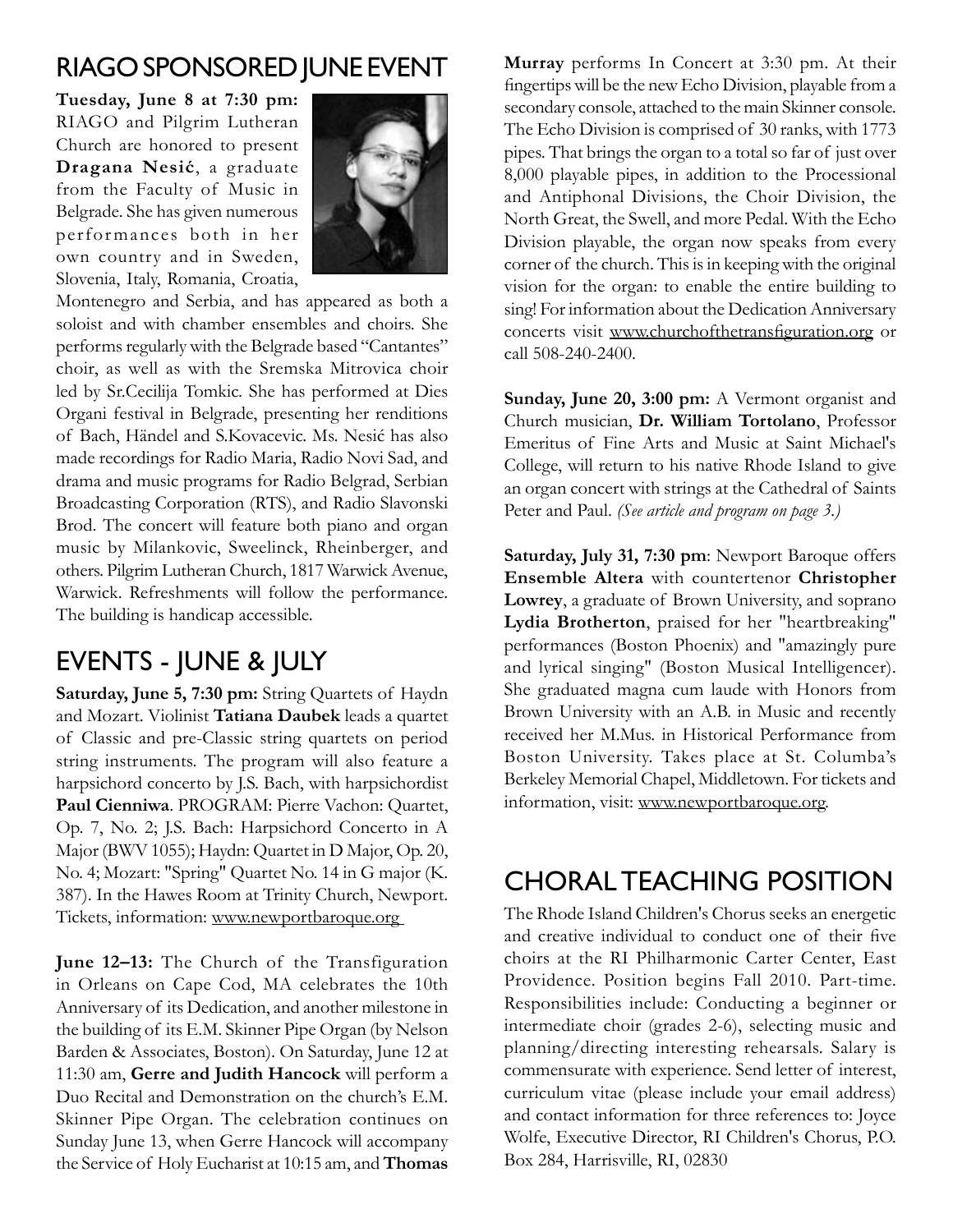## RIAGO SPONSORED JUNE EVENT

**Tuesday, June 8 at 7:30 pm:** RIAGO and Pilgrim Lutheran Church are honored to present **Dragana Nesić**, a graduate from the Faculty of Music in Belgrade. She has given numerous performances both in her own country and in Sweden, Slovenia, Italy, Romania, Croatia, Montenegro and Serbia, and has appeared as both a soloist and with chamber ensembles and choirs. She performs regularly with the Belgrade based "Cantantes" choir, as well as with the Sremska Mitrovica choir led by Sr.Cecilija Tomkic. She has performed at Dies Organi festival in Belgrade, presenting her renditions of Bach, Händel and S.Kovacevic. Ms. Nesić has also made recordings for Radio Maria, Radio Novi Sad, and drama and music programs for Radio Belgrad, Serbian Broadcasting Corporation (RTS), and Radio Slavonski Brod. The concert will feature both piano and organ music by Milankovic, Sweelinck, Rheinberger, and others. Pilgrim Lutheran Church, 1817 Warwick Avenue, Warwick. Refreshments will follow the performance. The building is handicap accessible.

## EVENTS - JUNE & JULY

**Saturday, June 5, 7:30 pm:** String Quartets of Haydn and Mozart. Violinist **Tatiana Daubek** leads a quartet of Classic and pre-Classic string quartets on period string instruments. The program will also feature a harpsichord concerto by J.S. Bach, with harpsichordist **Paul Cienniwa**. PROGRAM: Pierre Vachon: Quartet, Op. 7, No. 2; J.S. Bach: Harpsichord Concerto in A Major (BWV 1055); Haydn: Quartet in D Major, Op. 20, No. 4; Mozart: "Spring" Quartet No. 14 in G major (K. 387). In the Hawes Room at Trinity Church, Newport. Tickets, information: www.newportbaroque.org

**June 12–13:** The Church of the Transfiguration in Orleans on Cape Cod, MA celebrates the 10th Anniversary of its Dedication, and another milestone in the building of its E.M. Skinner Pipe Organ (by Nelson Barden & Associates, Boston). On Saturday, June 12 at 11:30 am, **Gerre and Judith Hancock** will perform a Duo Recital and Demonstration on the church's E.M. Skinner Pipe Organ. The celebration continues on Sunday June 13, when Gerre Hancock will accompany the Service of Holy Eucharist at 10:15 am, and **Thomas Murray** performs In Concert at 3:30 pm. At their fingertips will be the new Echo Division, playable from a secondary console, attached to the main Skinner console. The Echo Division is comprised of 30 ranks, with 1773 pipes. That brings the organ to a total so far of just over 8,000 playable pipes, in addition to the Processional and Antiphonal Divisions, the Choir Division, the North Great, the Swell, and more Pedal. With the Echo Division playable, the organ now speaks from every corner of the church. This is in keeping with the original vision for the organ: to enable the entire building to sing! For information about the Dedication Anniversary concerts visit www.churchofthetransfiguration.org or call 508-240-2400.

**Sunday, June 20, 3:00 pm:** A Vermont organist and Church musician, **Dr. William Tortolano**, Professor Emeritus of Fine Arts and Music at Saint Michael's College, will return to his native Rhode Island to give an organ concert with strings at the Cathedral of Saints Peter and Paul. *(See article and program on page 3.)*

**Saturday, July 31, 7:30 pm**: Newport Baroque offers **Ensemble Altera** with countertenor **Christopher Lowrey**, a graduate of Brown University, and soprano **Lydia Brotherton**, praised for her "heartbreaking" performances (Boston Phoenix) and "amazingly pure and lyrical singing" (Boston Musical Intelligencer). She graduated magna cum laude with Honors from Brown University with an A.B. in Music and recently received her M.Mus. in Historical Performance from Boston University. Takes place at St. Columba's Berkeley Memorial Chapel, Middletown. For tickets and information, visit: www.newportbaroque.org.

## CHORAL TEACHING POSITION

The Rhode Island Children's Chorus seeks an energetic and creative individual to conduct one of their five choirs at the RI Philharmonic Carter Center, East Providence. Position begins Fall 2010. Part-time. Responsibilities include: Conducting a beginner or intermediate choir (grades 2-6), selecting music and planning/directing interesting rehearsals. Salary is commensurate with experience. Send letter of interest, curriculum vitae (please include your email address) and contact information for three references to: Joyce Wolfe, Executive Director, RI Children's Chorus, P.O. Box 284, Harrisville, RI, 02830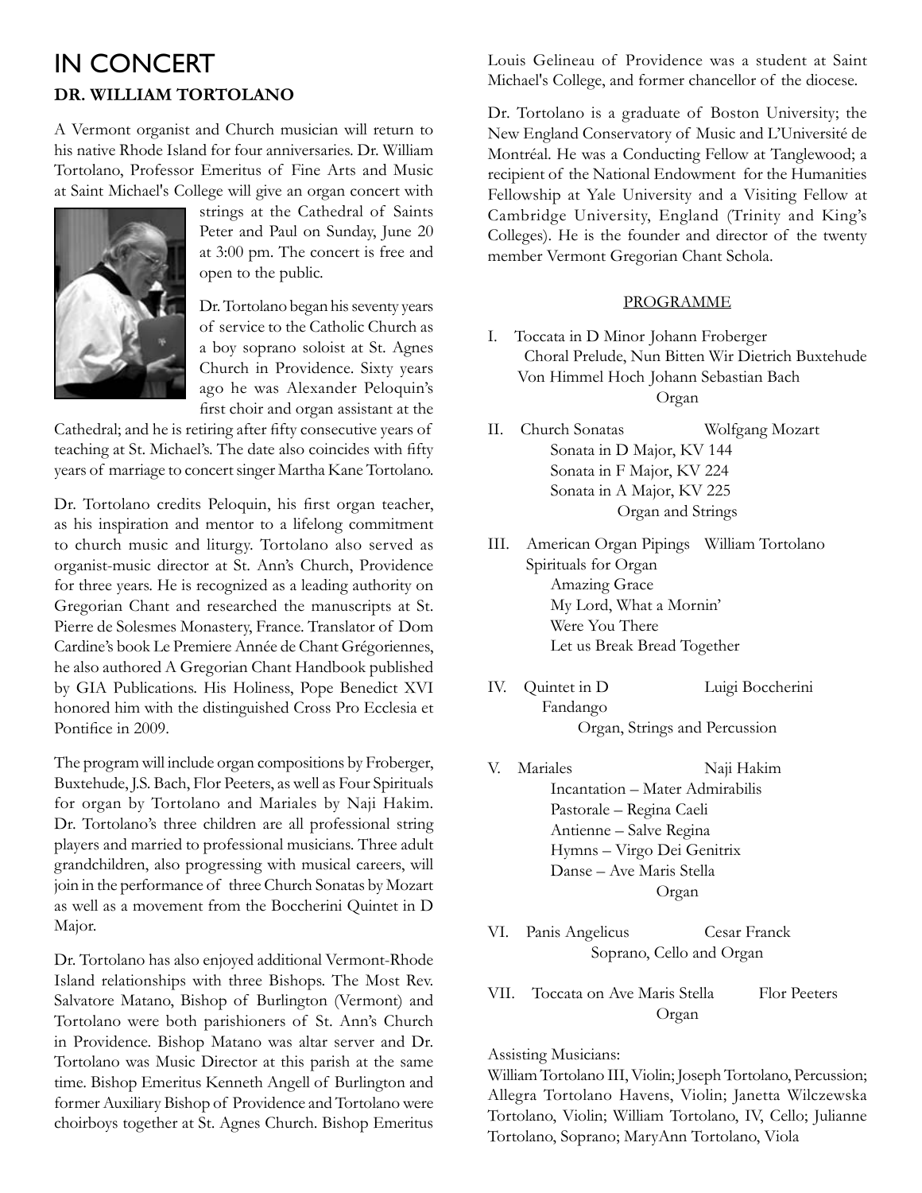# IN CONCERT

## DR. WILLIAM TORTOLANO

A Vermont organist and Church musician will return to his native Rhode Island for four anniversaries. Dr. William Tortolano, Professor Emeritus of Fine Arts and Music at Saint Michael's College will give an organ concert with strings at the Cathedral of Saints Peter and Paul on Sunday, June 20 at 3:00 pm. The concert is free and open to the public.

Dr. Tortolano began his seventy years of service to the Catholic Church as a boy soprano soloist at St. Agnes Church in Providence. Sixty years ago he was Alexander Peloquin's first choir and organ assistant at the Cathedral; and he is retiring after fifty consecutive years of teaching at St. Michael's. The date also coincides with fifty years of marriage to concert singer Martha Kane Tortolano.

Dr. Tortolano credits Peloquin, his first organ teacher, as his inspiration and mentor to a lifelong commitment to church music and liturgy. Tortolano also served as organist-music director at St. Ann's Church, Providence for three years. He is recognized as a leading authority on Gregorian Chant and researched the manuscripts at St. Pierre de Solesmes Monastery, France. Translator of Dom Cardine's book Le Premiere Année de Chant Grégoriennes, he also authored A Gregorian Chant Handbook published by GIA Publications. His Holiness, Pope Benedict XVI honored him with the distinguished Cross Pro Ecclesia et Pontifice in 2009.

The program will include organ compositions by Froberger, Buxtehude, J.S. Bach, Flor Peeters, as well as Four Spirituals for organ by Tortolano and Mariales by Naji Hakim. Dr. Tortolano's three children are all professional string players and married to professional musicians. Three adult grandchildren, also progressing with musical careers, will join in the performance of three Church Sonatas by Mozart as well as a movement from the Boccherini Quintet in D Major.

Dr. Tortolano has also enjoyed additional Vermont-Rhode Island relationships with three Bishops. The Most Rev. Salvatore Matano, Bishop of Burlington (Vermont) and Tortolano were both parishioners of St. Ann's Church in Providence. Bishop Matano was altar server and Dr. Tortolano was Music Director at this parish at the same time. Bishop Emeritus Kenneth Angell of Burlington and former Auxiliary Bishop of Providence and Tortolano were choirboys together at St. Agnes Church. Bishop Emeritus Louis Gelineau of Providence was a student at Saint Michael's College, and former chancellor of the diocese.

Dr. Tortolano is a graduate of Boston University; the New England Conservatory of Music and L'Université de Montréal. He was a Conducting Fellow at Tanglewood; a recipient of the National Endowment for the Humanities Fellowship at Yale University and a Visiting Fellow at Cambridge University, England (Trinity and King's Colleges). He is the founder and director of the twenty member Vermont Gregorian Chant Schola.

### PROGRAMME

I. Toccata in D Minor Johann Froberger
Choral Prelude, Nun Bitten Wir Dietrich Buxtehude
Von Himmel Hoch Johann Sebastian Bach
Organ

II. Church Sonatas Wolfgang Mozart
Sonata in D Major, KV 144
Sonata in F Major, KV 224
Sonata in A Major, KV 225
Organ and Strings

III. American Organ Pipings William Tortolano
Spirituals for Organ
Amazing Grace
My Lord, What a Mornin'
Were You There
Let us Break Bread Together

IV. Quintet in D Luigi Boccherini
Fandango
Organ, Strings and Percussion

V. Mariales Naji Hakim
Incantation – Mater Admirabilis
Pastorale – Regina Caeli
Antienne – Salve Regina
Hymns – Virgo Dei Genitrix
Danse – Ave Maris Stella
Organ

VI. Panis Angelicus Cesar Franck
Soprano, Cello and Organ

VII. Toccata on Ave Maris Stella Flor Peeters
Organ

Assisting Musicians:
William Tortolano III, Violin; Joseph Tortolano, Percussion; Allegra Tortolano Havens, Violin; Janetta Wilczewska Tortolano, Violin; William Tortolano, IV, Cello; Julianne Tortolano, Soprano; MaryAnn Tortolano, Viola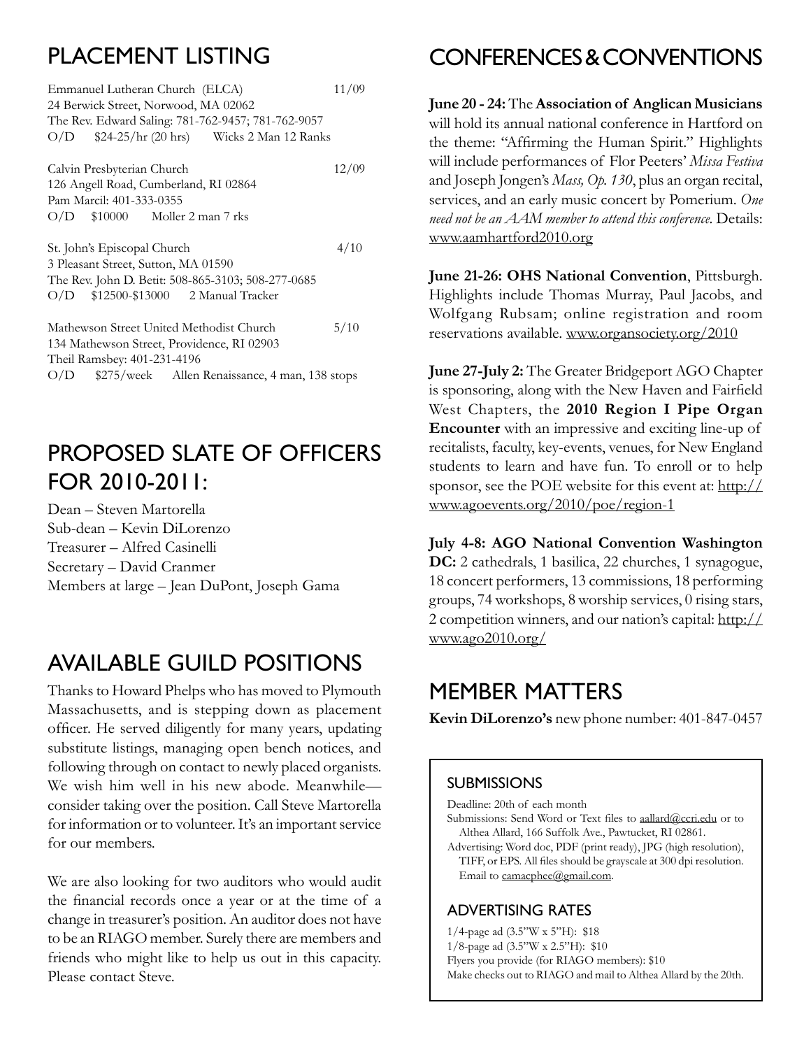## PLACEMENT LISTING

Emmanuel Lutheran Church (ELCA) 11/09
24 Berwick Street, Norwood, MA 02062
The Rev. Edward Saling: 781-762-9457; 781-762-9057
O/D $24-25/hr (20 hrs) Wicks 2 Man 12 Ranks

Calvin Presbyterian Church 12/09
126 Angell Road, Cumberland, RI 02864
Pam Marcil: 401-333-0355
O/D $10000 Moller 2 man 7 rks

St. John's Episcopal Church 4/10
3 Pleasant Street, Sutton, MA 01590
The Rev. John D. Betit: 508-865-3103; 508-277-0685
O/D $12500-$13000 2 Manual Tracker

Mathewson Street United Methodist Church 5/10
134 Mathewson Street, Providence, RI 02903
Theil Ramsbey: 401-231-4196
O/D $275/week Allen Renaissance, 4 man, 138 stops

## PROPOSED SLATE OF OFFICERS FOR 2010-2011:

Dean – Steven Martorella
Sub-dean – Kevin DiLorenzo
Treasurer – Alfred Casinelli
Secretary – David Cranmer
Members at large – Jean DuPont, Joseph Gama

## AVAILABLE GUILD POSITIONS

Thanks to Howard Phelps who has moved to Plymouth Massachusetts, and is stepping down as placement officer. He served diligently for many years, updating substitute listings, managing open bench notices, and following through on contact to newly placed organists. We wish him well in his new abode. Meanwhile—consider taking over the position. Call Steve Martorella for information or to volunteer. It's an important service for our members.

We are also looking for two auditors who would audit the financial records once a year or at the time of a change in treasurer's position. An auditor does not have to be an RIAGO member. Surely there are members and friends who might like to help us out in this capacity. Please contact Steve.

## CONFERENCES & CONVENTIONS

**June 20 - 24:** The **Association of Anglican Musicians** will hold its annual national conference in Hartford on the theme: "Affirming the Human Spirit." Highlights will include performances of Flor Peeters' *Missa Festiva* and Joseph Jongen's *Mass, Op. 130*, plus an organ recital, services, and an early music concert by Pomerium. *One need not be an AAM member to attend this conference.* Details: www.aamhartford2010.org

**June 21-26: OHS National Convention**, Pittsburgh. Highlights include Thomas Murray, Paul Jacobs, and Wolfgang Rubsam; online registration and room reservations available. www.organsociety.org/2010

**June 27-July 2:** The Greater Bridgeport AGO Chapter is sponsoring, along with the New Haven and Fairfield West Chapters, the **2010 Region I Pipe Organ Encounter** with an impressive and exciting line-up of recitalists, faculty, key-events, venues, for New England students to learn and have fun. To enroll or to help sponsor, see the POE website for this event at: http://www.agoevents.org/2010/poe/region-1

**July 4-8: AGO National Convention Washington DC:** 2 cathedrals, 1 basilica, 22 churches, 1 synagogue, 18 concert performers, 13 commissions, 18 performing groups, 74 workshops, 8 worship services, 0 rising stars, 2 competition winners, and our nation's capital: http://www.ago2010.org/

## MEMBER MATTERS

**Kevin DiLorenzo's** new phone number: 401-847-0457

### SUBMISSIONS

Deadline: 20th of each month
Submissions: Send Word or Text files to aallard@ccri.edu or to Althea Allard, 166 Suffolk Ave., Pawtucket, RI 02861.
Advertising: Word doc, PDF (print ready), JPG (high resolution), TIFF, or EPS. All files should be grayscale at 300 dpi resolution. Email to camacphee@gmail.com.

### ADVERTISING RATES

1/4-page ad (3.5"W x 5"H): $18
1/8-page ad (3.5"W x 2.5"H): $10
Flyers you provide (for RIAGO members): $10
Make checks out to RIAGO and mail to Althea Allard by the 20th.